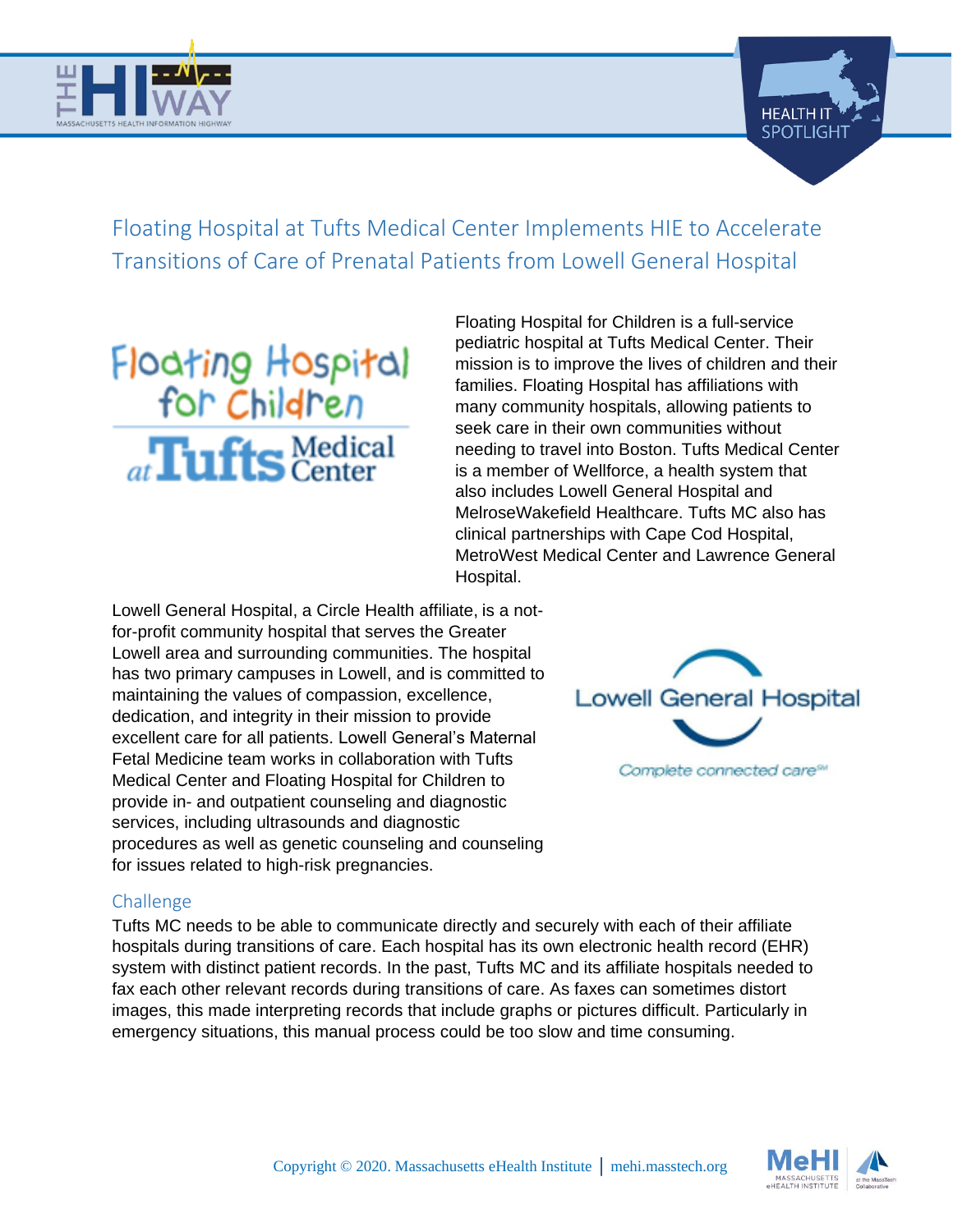# Floating Hospital at Tufts Medical Center Implements HIE to Accelerate Transitions of Care of Prenatal Patients from Lowell General Hospital

Floating Hospital for Children is a full-service pediatric hospital at Tufts Medical Center. Their mission is to improve the lives of children and their families. Floating Hospital has affiliations with many community hospitals, allowing patients to seek care in their own communities without needing to travel into Boston. Tufts Medical Center is a member of Wellforce, a health system that also includes Lowell General Hospital and MelroseWakefield Healthcare. Tufts MC also has clinical partnerships with Cape Cod Hospital, MetroWest Medical Center and Lawrence General Hospital.

Lowell General Hospital, a Circle Health affiliate, is a not-for-profit community hospital that serves the Greater Lowell area and surrounding communities. The hospital has two primary campuses in Lowell, and is committed to maintaining the values of compassion, excellence, dedication, and integrity in their mission to provide excellent care for all patients. Lowell General's Maternal Fetal Medicine team works in collaboration with Tufts Medical Center and Floating Hospital for Children to provide in- and outpatient counseling and diagnostic services, including ultrasounds and diagnostic procedures as well as genetic counseling and counseling for issues related to high-risk pregnancies.

## Challenge

Tufts MC needs to be able to communicate directly and securely with each of their affiliate hospitals during transitions of care. Each hospital has its own electronic health record (EHR) system with distinct patient records. In the past, Tufts MC and its affiliate hospitals needed to fax each other relevant records during transitions of care. As faxes can sometimes distort images, this made interpreting records that include graphs or pictures difficult. Particularly in emergency situations, this manual process could be too slow and time consuming.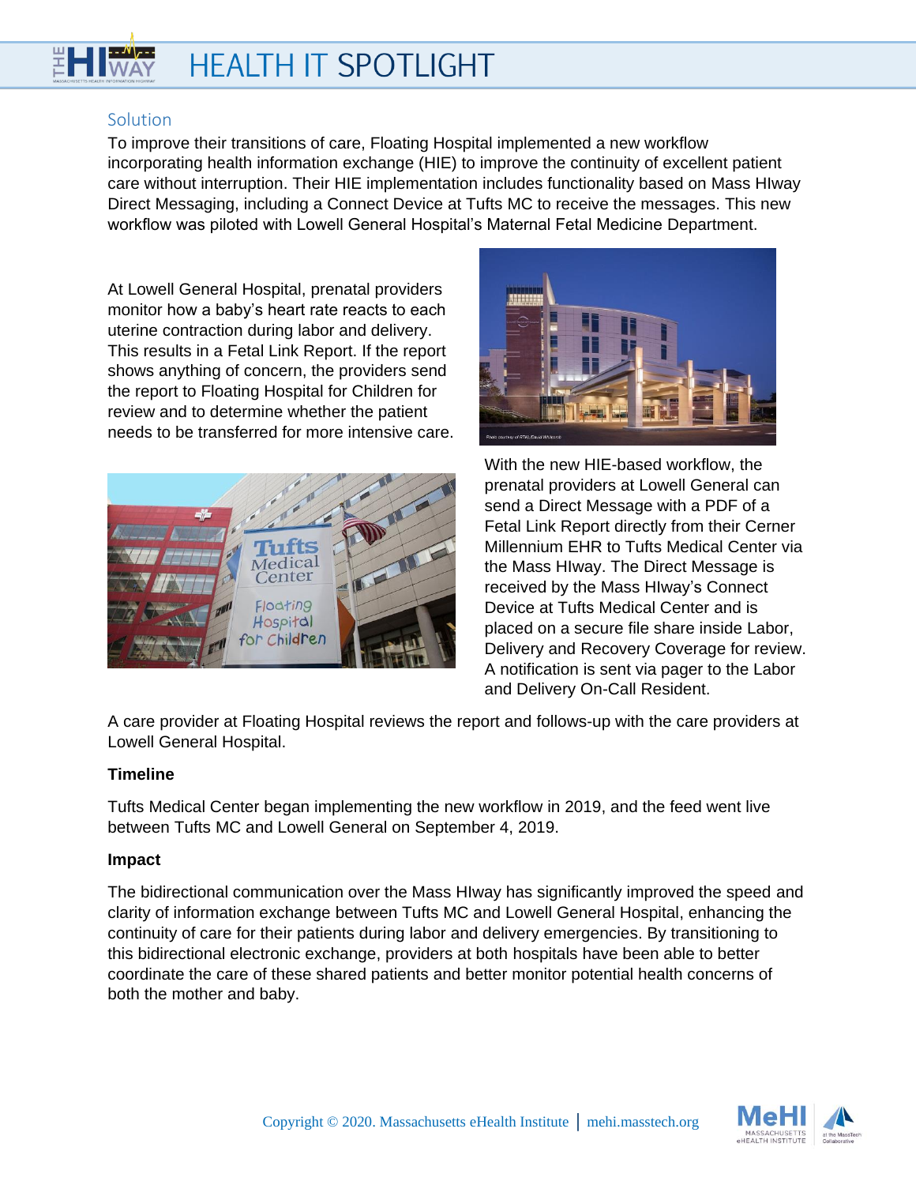## Solution

To improve their transitions of care, Floating Hospital implemented a new workflow incorporating health information exchange (HIE) to improve the continuity of excellent patient care without interruption. Their HIE implementation includes functionality based on Mass HIway Direct Messaging, including a Connect Device at Tufts MC to receive the messages. This new workflow was piloted with Lowell General Hospital's Maternal Fetal Medicine Department.

At Lowell General Hospital, prenatal providers monitor how a baby's heart rate reacts to each uterine contraction during labor and delivery. This results in a Fetal Link Report. If the report shows anything of concern, the providers send the report to Floating Hospital for Children for review and to determine whether the patient needs to be transferred for more intensive care.

With the new HIE-based workflow, the prenatal providers at Lowell General can send a Direct Message with a PDF of a Fetal Link Report directly from their Cerner Millennium EHR to Tufts Medical Center via the Mass HIway. The Direct Message is received by the Mass HIway's Connect Device at Tufts Medical Center and is placed on a secure file share inside Labor, Delivery and Recovery Coverage for review. A notification is sent via pager to the Labor and Delivery On-Call Resident.

A care provider at Floating Hospital reviews the report and follows-up with the care providers at Lowell General Hospital.

**Timeline**

Tufts Medical Center began implementing the new workflow in 2019, and the feed went live between Tufts MC and Lowell General on September 4, 2019.

**Impact**

The bidirectional communication over the Mass HIway has significantly improved the speed and clarity of information exchange between Tufts MC and Lowell General Hospital, enhancing the continuity of care for their patients during labor and delivery emergencies. By transitioning to this bidirectional electronic exchange, providers at both hospitals have been able to better coordinate the care of these shared patients and better monitor potential health concerns of both the mother and baby.